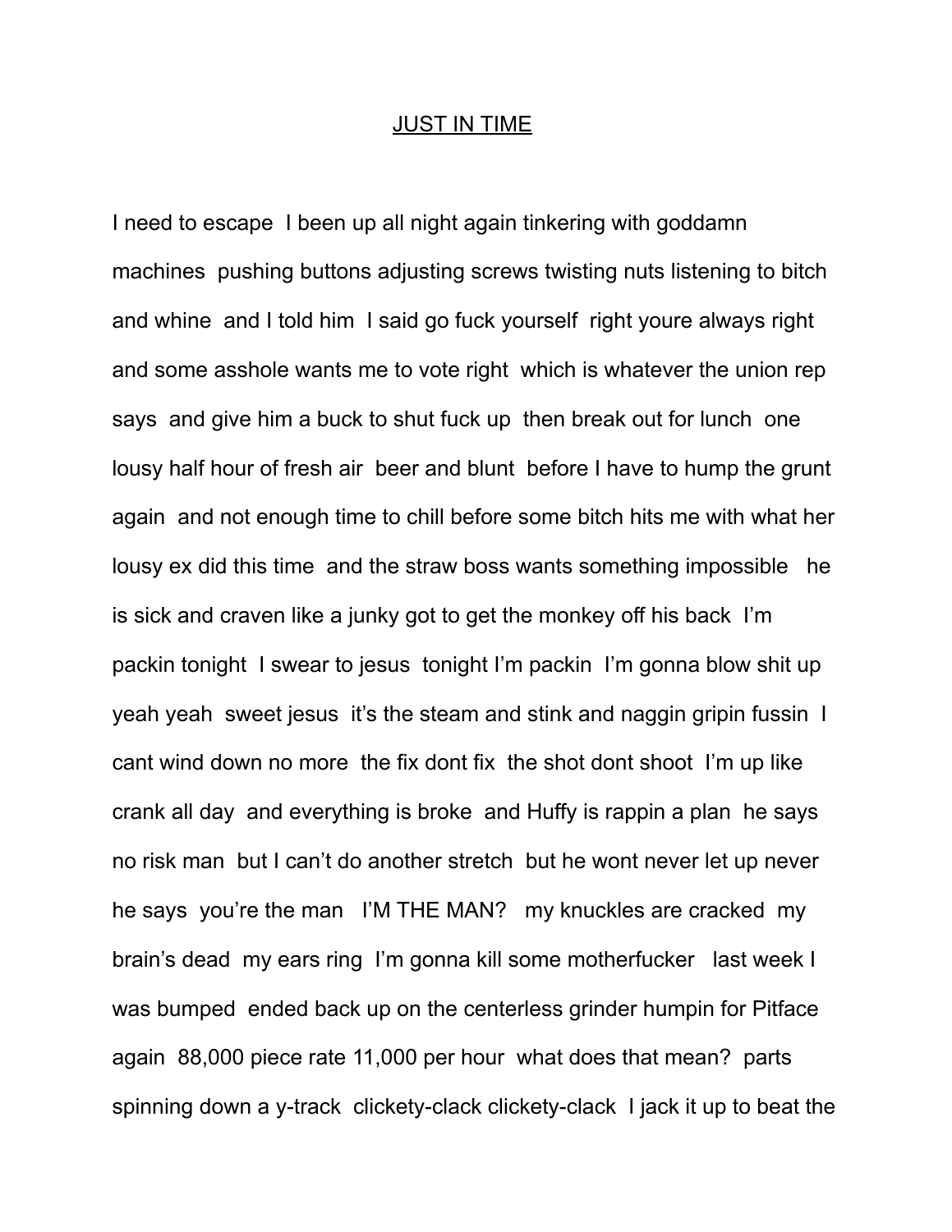# JUST IN TIME

I need to escape  I been up all night again tinkering with goddamn machines  pushing buttons adjusting screws twisting nuts listening to bitch and whine  and I told him  I said go fuck yourself  right youre always right and some asshole wants me to vote right  which is whatever the union rep says  and give him a buck to shut fuck up  then break out for lunch  one lousy half hour of fresh air  beer and blunt  before I have to hump the grunt again  and not enough time to chill before some bitch hits me with what her lousy ex did this time  and the straw boss wants something impossible   he is sick and craven like a junky got to get the monkey off his back  I'm packin tonight  I swear to jesus  tonight I'm packin  I'm gonna blow shit up yeah yeah  sweet jesus  it's the steam and stink and naggin gripin fussin  I cant wind down no more  the fix dont fix  the shot dont shoot  I'm up like crank all day  and everything is broke  and Huffy is rappin a plan  he says no risk man  but I can't do another stretch  but he wont never let up never he says  you're the man   I'M THE MAN?   my knuckles are cracked  my brain's dead  my ears ring  I'm gonna kill some motherfucker   last week I was bumped  ended back up on the centerless grinder humpin for Pitface again  88,000 piece rate 11,000 per hour  what does that mean?  parts spinning down a y-track  clickety-clack clickety-clack  I jack it up to beat the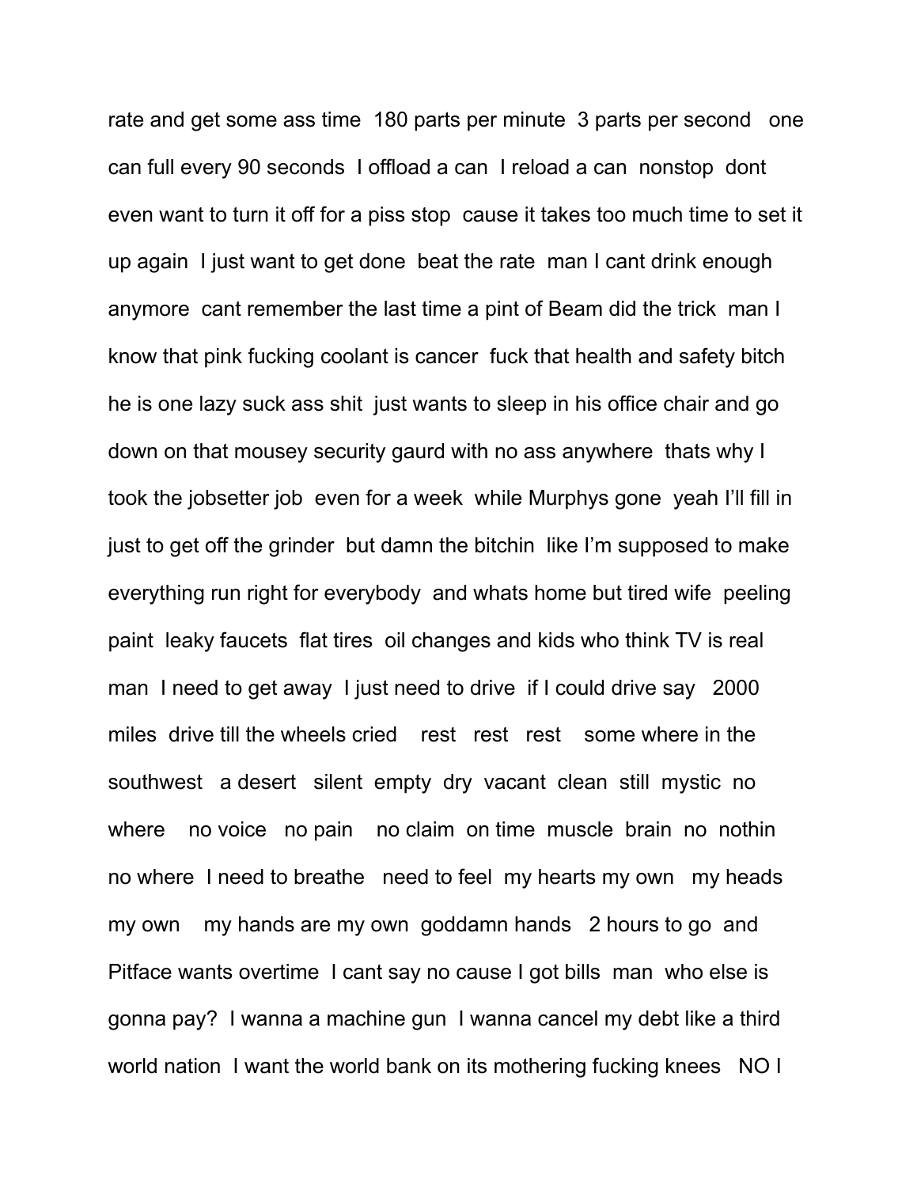rate and get some ass time  180 parts per minute  3 parts per second   one can full every 90 seconds  I offload a can  I reload a can  nonstop  dont even want to turn it off for a piss stop  cause it takes too much time to set it up again  I just want to get done  beat the rate  man I cant drink enough anymore  cant remember the last time a pint of Beam did the trick  man I know that pink fucking coolant is cancer  fuck that health and safety bitch he is one lazy suck ass shit  just wants to sleep in his office chair and go down on that mousey security gaurd with no ass anywhere  thats why I took the jobsetter job  even for a week  while Murphys gone  yeah I'll fill in just to get off the grinder  but damn the bitchin  like I'm supposed to make everything run right for everybody  and whats home but tired wife  peeling paint  leaky faucets  flat tires  oil changes and kids who think TV is real man  I need to get away  I just need to drive  if I could drive say   2000 miles  drive till the wheels cried    rest   rest   rest    some where in the southwest   a desert   silent  empty  dry  vacant  clean  still  mystic  no where    no voice   no pain    no claim  on time  muscle  brain  no  nothin no where  I need to breathe   need to feel  my hearts my own   my heads my own    my hands are my own  goddamn hands   2 hours to go  and Pitface wants overtime  I cant say no cause I got bills  man  who else is gonna pay?  I wanna a machine gun  I wanna cancel my debt like a third world nation  I want the world bank on its mothering fucking knees   NO I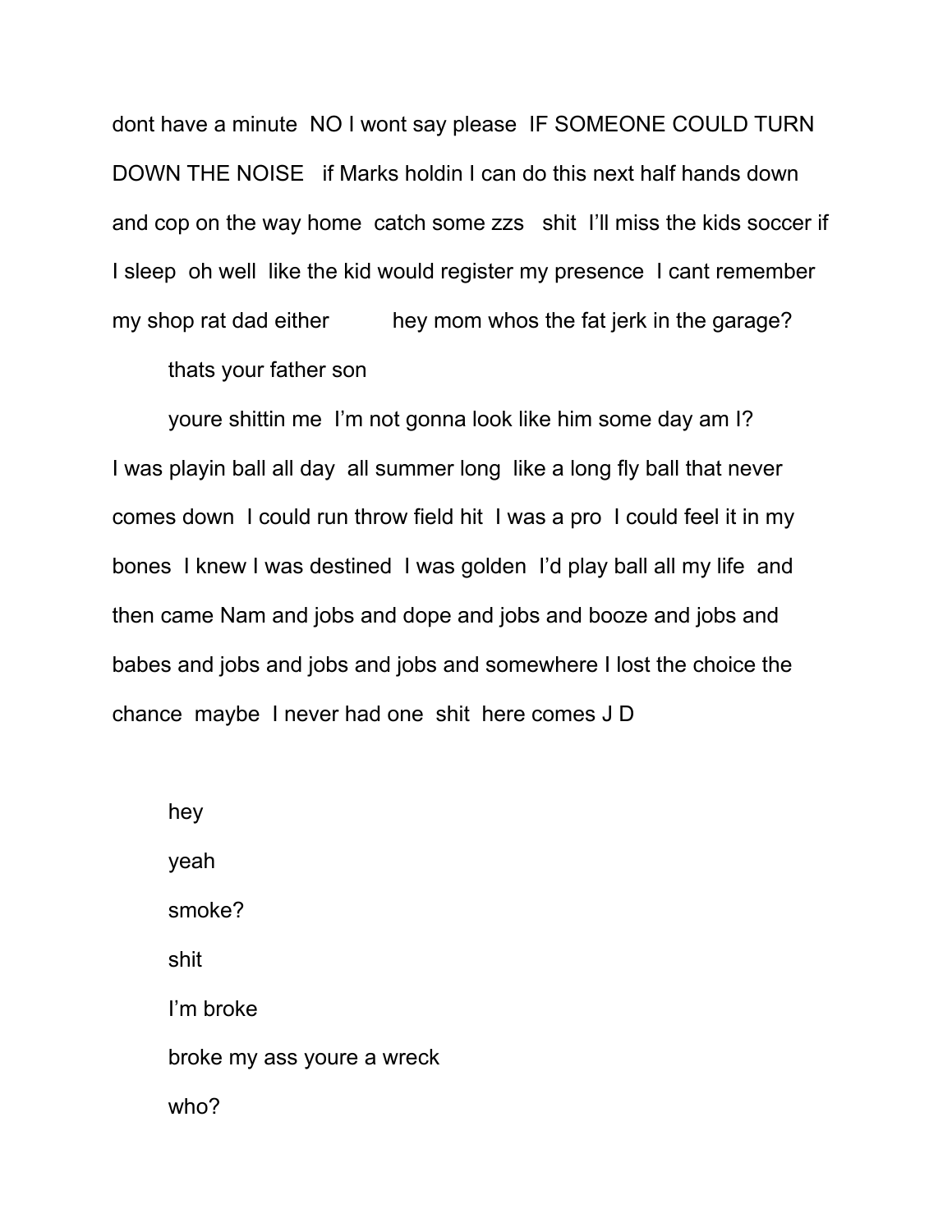dont have a minute  NO I wont say please  IF SOMEONE COULD TURN DOWN THE NOISE   if Marks holdin I can do this next half hands down and cop on the way home  catch some zzs   shit  I'll miss the kids soccer if I sleep  oh well  like the kid would register my presence  I cant remember my shop rat dad either          hey mom whos the fat jerk in the garage?

thats your father son

youre shittin me  I'm not gonna look like him some day am I?

I was playin ball all day  all summer long  like a long fly ball that never comes down  I could run throw field hit  I was a pro  I could feel it in my bones  I knew I was destined  I was golden  I'd play ball all my life  and then came Nam and jobs and dope and jobs and booze and jobs and babes and jobs and jobs and jobs and somewhere I lost the choice the chance  maybe  I never had one  shit  here comes J D

hey

yeah

smoke?

shit

I'm broke

broke my ass youre a wreck

who?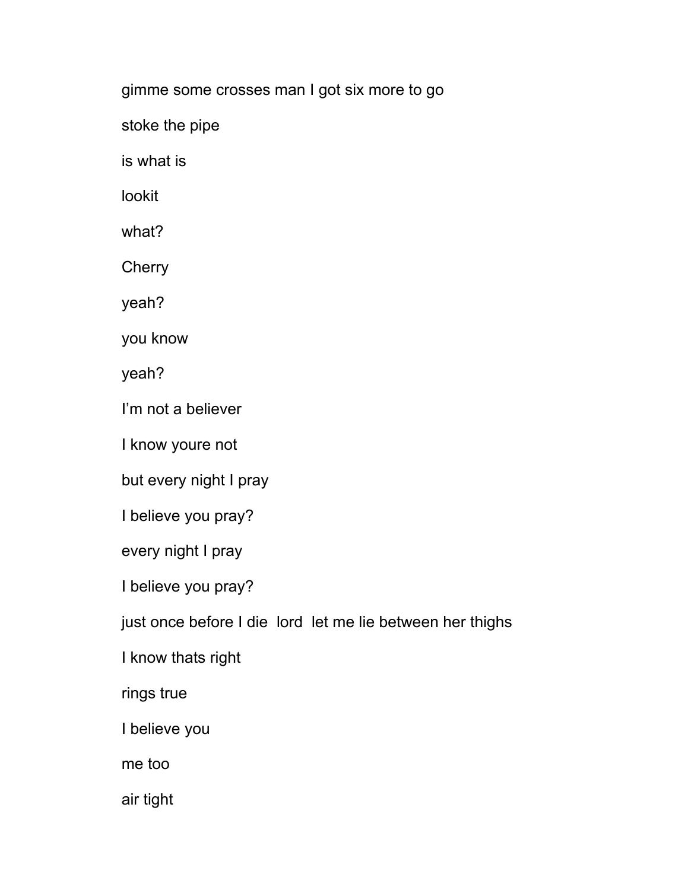gimme some crosses man I got six more to go

stoke the pipe

is what is

lookit

what?

Cherry

yeah?

you know

yeah?

I'm not a believer

I know youre not

but every night I pray

I believe you pray?

every night I pray

I believe you pray?

just once before I die  lord  let me lie between her thighs

I know thats right

rings true

I believe you

me too

air tight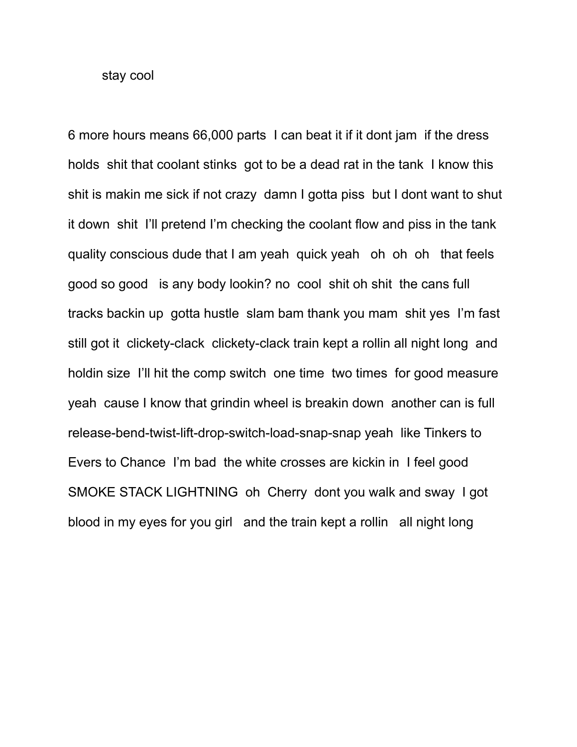stay cool

6 more hours means 66,000 parts  I can beat it if it dont jam  if the dress holds  shit that coolant stinks  got to be a dead rat in the tank  I know this shit is makin me sick if not crazy  damn I gotta piss  but I dont want to shut it down  shit  I'll pretend I'm checking the coolant flow and piss in the tank quality conscious dude that I am yeah  quick yeah   oh  oh  oh   that feels good so good   is any body lookin? no  cool  shit oh shit  the cans full tracks backin up  gotta hustle  slam bam thank you mam  shit yes  I'm fast still got it  clickety-clack  clickety-clack train kept a rollin all night long  and holdin size  I'll hit the comp switch  one time  two times  for good measure yeah  cause I know that grindin wheel is breakin down  another can is full release-bend-twist-lift-drop-switch-load-snap-snap yeah  like Tinkers to Evers to Chance  I'm bad  the white crosses are kickin in  I feel good SMOKE STACK LIGHTNING  oh  Cherry  dont you walk and sway  I got blood in my eyes for you girl   and the train kept a rollin   all night long